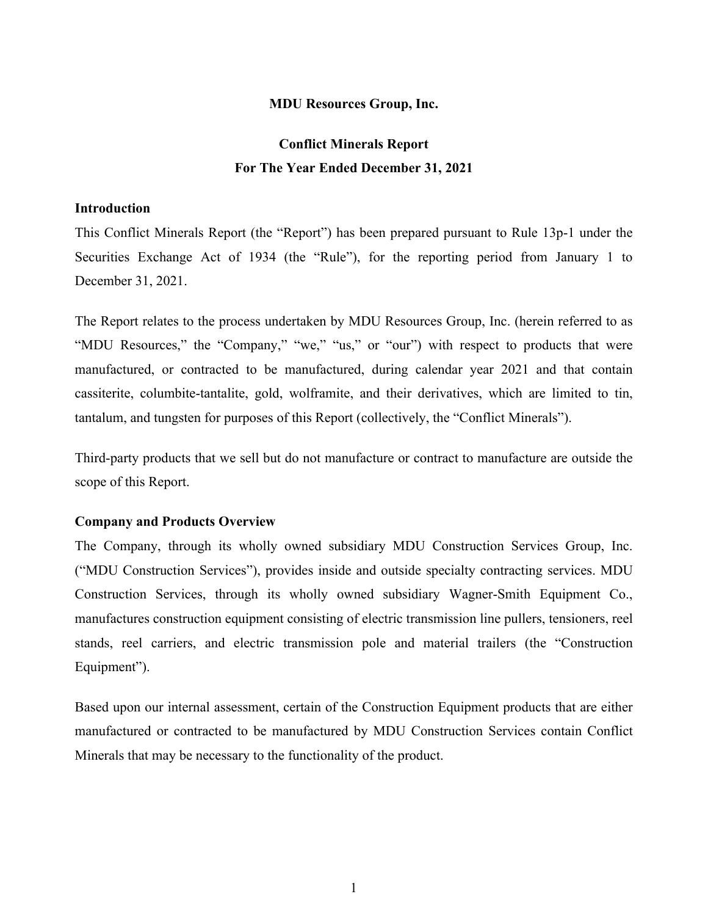**MDU Resources Group, Inc.**

# Conflict Minerals Report
## For The Year Ended December 31, 2021

### Introduction

This Conflict Minerals Report (the “Report”) has been prepared pursuant to Rule 13p-1 under the Securities Exchange Act of 1934 (the “Rule”), for the reporting period from January 1 to December 31, 2021.

The Report relates to the process undertaken by MDU Resources Group, Inc. (herein referred to as “MDU Resources,” the “Company,” “we,” “us,” or “our”) with respect to products that were manufactured, or contracted to be manufactured, during calendar year 2021 and that contain cassiterite, columbite-tantalite, gold, wolframite, and their derivatives, which are limited to tin, tantalum, and tungsten for purposes of this Report (collectively, the “Conflict Minerals”).

Third-party products that we sell but do not manufacture or contract to manufacture are outside the scope of this Report.

### Company and Products Overview

The Company, through its wholly owned subsidiary MDU Construction Services Group, Inc. (“MDU Construction Services”), provides inside and outside specialty contracting services. MDU Construction Services, through its wholly owned subsidiary Wagner-Smith Equipment Co., manufactures construction equipment consisting of electric transmission line pullers, tensioners, reel stands, reel carriers, and electric transmission pole and material trailers (the “Construction Equipment”).

Based upon our internal assessment, certain of the Construction Equipment products that are either manufactured or contracted to be manufactured by MDU Construction Services contain Conflict Minerals that may be necessary to the functionality of the product.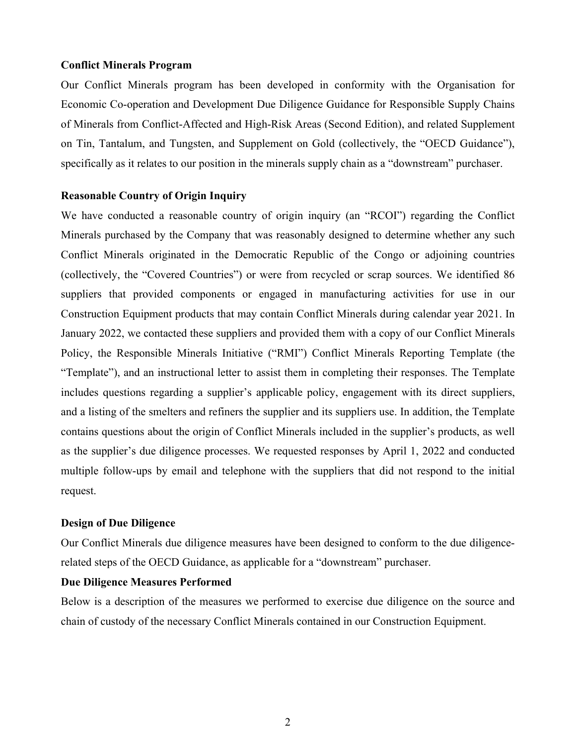**Conflict Minerals Program**

Our Conflict Minerals program has been developed in conformity with the Organisation for Economic Co-operation and Development Due Diligence Guidance for Responsible Supply Chains of Minerals from Conflict-Affected and High-Risk Areas (Second Edition), and related Supplement on Tin, Tantalum, and Tungsten, and Supplement on Gold (collectively, the "OECD Guidance"), specifically as it relates to our position in the minerals supply chain as a "downstream" purchaser.

**Reasonable Country of Origin Inquiry**

We have conducted a reasonable country of origin inquiry (an "RCOI") regarding the Conflict Minerals purchased by the Company that was reasonably designed to determine whether any such Conflict Minerals originated in the Democratic Republic of the Congo or adjoining countries (collectively, the "Covered Countries") or were from recycled or scrap sources. We identified 86 suppliers that provided components or engaged in manufacturing activities for use in our Construction Equipment products that may contain Conflict Minerals during calendar year 2021. In January 2022, we contacted these suppliers and provided them with a copy of our Conflict Minerals Policy, the Responsible Minerals Initiative ("RMI") Conflict Minerals Reporting Template (the "Template"), and an instructional letter to assist them in completing their responses. The Template includes questions regarding a supplier's applicable policy, engagement with its direct suppliers, and a listing of the smelters and refiners the supplier and its suppliers use. In addition, the Template contains questions about the origin of Conflict Minerals included in the supplier's products, as well as the supplier's due diligence processes. We requested responses by April 1, 2022 and conducted multiple follow-ups by email and telephone with the suppliers that did not respond to the initial request.

**Design of Due Diligence**

Our Conflict Minerals due diligence measures have been designed to conform to the due diligence-related steps of the OECD Guidance, as applicable for a "downstream" purchaser.

**Due Diligence Measures Performed**

Below is a description of the measures we performed to exercise due diligence on the source and chain of custody of the necessary Conflict Minerals contained in our Construction Equipment.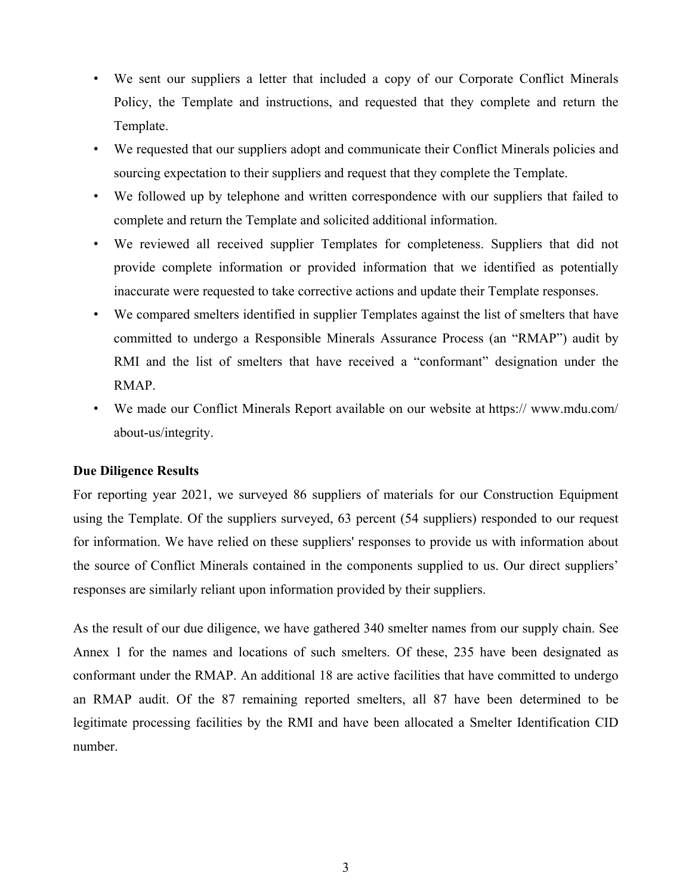- We sent our suppliers a letter that included a copy of our Corporate Conflict Minerals Policy, the Template and instructions, and requested that they complete and return the Template.
- We requested that our suppliers adopt and communicate their Conflict Minerals policies and sourcing expectation to their suppliers and request that they complete the Template.
- We followed up by telephone and written correspondence with our suppliers that failed to complete and return the Template and solicited additional information.
- We reviewed all received supplier Templates for completeness. Suppliers that did not provide complete information or provided information that we identified as potentially inaccurate were requested to take corrective actions and update their Template responses.
- We compared smelters identified in supplier Templates against the list of smelters that have committed to undergo a Responsible Minerals Assurance Process (an "RMAP") audit by RMI and the list of smelters that have received a "conformant" designation under the RMAP.
- We made our Conflict Minerals Report available on our website at https:// www.mdu.com/ about-us/integrity.

**Due Diligence Results**

For reporting year 2021, we surveyed 86 suppliers of materials for our Construction Equipment using the Template. Of the suppliers surveyed, 63 percent (54 suppliers) responded to our request for information. We have relied on these suppliers' responses to provide us with information about the source of Conflict Minerals contained in the components supplied to us. Our direct suppliers' responses are similarly reliant upon information provided by their suppliers.

As the result of our due diligence, we have gathered 340 smelter names from our supply chain. See Annex 1 for the names and locations of such smelters. Of these, 235 have been designated as conformant under the RMAP. An additional 18 are active facilities that have committed to undergo an RMAP audit. Of the 87 remaining reported smelters, all 87 have been determined to be legitimate processing facilities by the RMI and have been allocated a Smelter Identification CID number.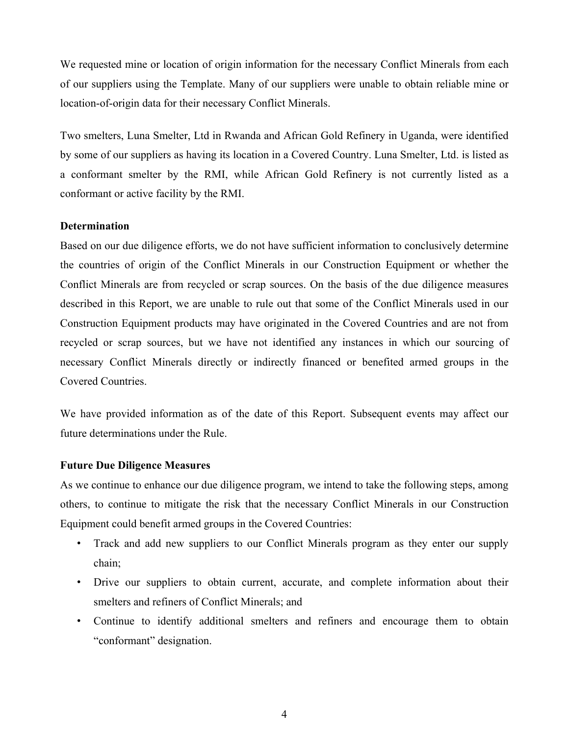We requested mine or location of origin information for the necessary Conflict Minerals from each of our suppliers using the Template. Many of our suppliers were unable to obtain reliable mine or location-of-origin data for their necessary Conflict Minerals.

Two smelters, Luna Smelter, Ltd in Rwanda and African Gold Refinery in Uganda, were identified by some of our suppliers as having its location in a Covered Country. Luna Smelter, Ltd. is listed as a conformant smelter by the RMI, while African Gold Refinery is not currently listed as a conformant or active facility by the RMI.

**Determination**

Based on our due diligence efforts, we do not have sufficient information to conclusively determine the countries of origin of the Conflict Minerals in our Construction Equipment or whether the Conflict Minerals are from recycled or scrap sources. On the basis of the due diligence measures described in this Report, we are unable to rule out that some of the Conflict Minerals used in our Construction Equipment products may have originated in the Covered Countries and are not from recycled or scrap sources, but we have not identified any instances in which our sourcing of necessary Conflict Minerals directly or indirectly financed or benefited armed groups in the Covered Countries.

We have provided information as of the date of this Report. Subsequent events may affect our future determinations under the Rule.

**Future Due Diligence Measures**

As we continue to enhance our due diligence program, we intend to take the following steps, among others, to continue to mitigate the risk that the necessary Conflict Minerals in our Construction Equipment could benefit armed groups in the Covered Countries:

- Track and add new suppliers to our Conflict Minerals program as they enter our supply chain;
- Drive our suppliers to obtain current, accurate, and complete information about their smelters and refiners of Conflict Minerals; and
- Continue to identify additional smelters and refiners and encourage them to obtain "conformant" designation.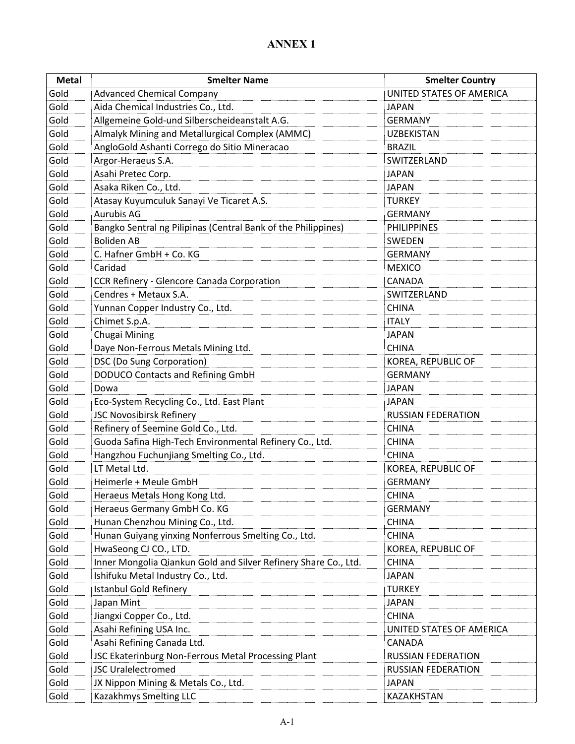# ANNEX 1

| Metal | Smelter Name | Smelter Country |
|---|---|---|
| Gold | Advanced Chemical Company | UNITED STATES OF AMERICA |
| Gold | Aida Chemical Industries Co., Ltd. | JAPAN |
| Gold | Allgemeine Gold-und Silberscheideanstalt A.G. | GERMANY |
| Gold | Almalyk Mining and Metallurgical Complex (AMMC) | UZBEKISTAN |
| Gold | AngloGold Ashanti Corrego do Sitio Mineracao | BRAZIL |
| Gold | Argor-Heraeus S.A. | SWITZERLAND |
| Gold | Asahi Pretec Corp. | JAPAN |
| Gold | Asaka Riken Co., Ltd. | JAPAN |
| Gold | Atasay Kuyumculuk Sanayi Ve Ticaret A.S. | TURKEY |
| Gold | Aurubis AG | GERMANY |
| Gold | Bangko Sentral ng Pilipinas (Central Bank of the Philippines) | PHILIPPINES |
| Gold | Boliden AB | SWEDEN |
| Gold | C. Hafner GmbH + Co. KG | GERMANY |
| Gold | Caridad | MEXICO |
| Gold | CCR Refinery - Glencore Canada Corporation | CANADA |
| Gold | Cendres + Metaux S.A. | SWITZERLAND |
| Gold | Yunnan Copper Industry Co., Ltd. | CHINA |
| Gold | Chimet S.p.A. | ITALY |
| Gold | Chugai Mining | JAPAN |
| Gold | Daye Non-Ferrous Metals Mining Ltd. | CHINA |
| Gold | DSC (Do Sung Corporation) | KOREA, REPUBLIC OF |
| Gold | DODUCO Contacts and Refining GmbH | GERMANY |
| Gold | Dowa | JAPAN |
| Gold | Eco-System Recycling Co., Ltd. East Plant | JAPAN |
| Gold | JSC Novosibirsk Refinery | RUSSIAN FEDERATION |
| Gold | Refinery of Seemine Gold Co., Ltd. | CHINA |
| Gold | Guoda Safina High-Tech Environmental Refinery Co., Ltd. | CHINA |
| Gold | Hangzhou Fuchunjiang Smelting Co., Ltd. | CHINA |
| Gold | LT Metal Ltd. | KOREA, REPUBLIC OF |
| Gold | Heimerle + Meule GmbH | GERMANY |
| Gold | Heraeus Metals Hong Kong Ltd. | CHINA |
| Gold | Heraeus Germany GmbH Co. KG | GERMANY |
| Gold | Hunan Chenzhou Mining Co., Ltd. | CHINA |
| Gold | Hunan Guiyang yinxing Nonferrous Smelting Co., Ltd. | CHINA |
| Gold | HwaSeong CJ CO., LTD. | KOREA, REPUBLIC OF |
| Gold | Inner Mongolia Qiankun Gold and Silver Refinery Share Co., Ltd. | CHINA |
| Gold | Ishifuku Metal Industry Co., Ltd. | JAPAN |
| Gold | Istanbul Gold Refinery | TURKEY |
| Gold | Japan Mint | JAPAN |
| Gold | Jiangxi Copper Co., Ltd. | CHINA |
| Gold | Asahi Refining USA Inc. | UNITED STATES OF AMERICA |
| Gold | Asahi Refining Canada Ltd. | CANADA |
| Gold | JSC Ekaterinburg Non-Ferrous Metal Processing Plant | RUSSIAN FEDERATION |
| Gold | JSC Uralelectromed | RUSSIAN FEDERATION |
| Gold | JX Nippon Mining & Metals Co., Ltd. | JAPAN |
| Gold | Kazakhmys Smelting LLC | KAZAKHSTAN |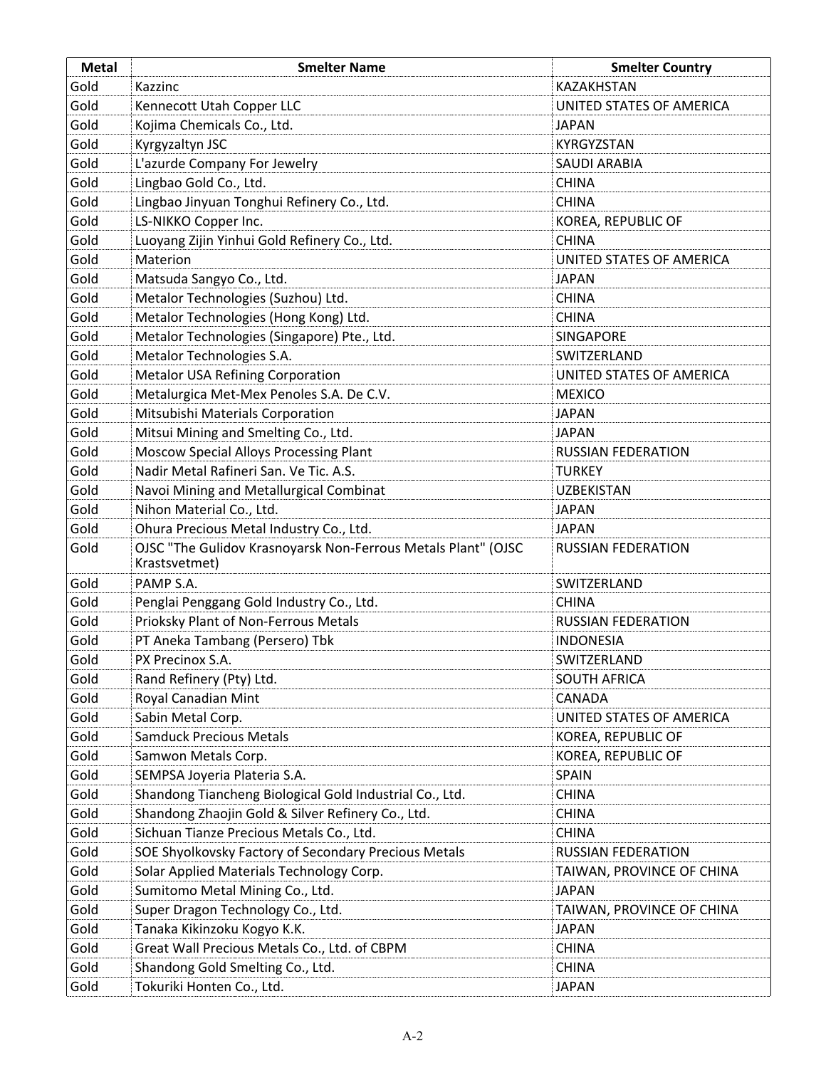| Metal | Smelter Name | Smelter Country |
| --- | --- | --- |
| Gold | Kazzinc | KAZAKHSTAN |
| Gold | Kennecott Utah Copper LLC | UNITED STATES OF AMERICA |
| Gold | Kojima Chemicals Co., Ltd. | JAPAN |
| Gold | Kyrgyzaltyn JSC | KYRGYZSTAN |
| Gold | L'azurde Company For Jewelry | SAUDI ARABIA |
| Gold | Lingbao Gold Co., Ltd. | CHINA |
| Gold | Lingbao Jinyuan Tonghui Refinery Co., Ltd. | CHINA |
| Gold | LS-NIKKO Copper Inc. | KOREA, REPUBLIC OF |
| Gold | Luoyang Zijin Yinhui Gold Refinery Co., Ltd. | CHINA |
| Gold | Materion | UNITED STATES OF AMERICA |
| Gold | Matsuda Sangyo Co., Ltd. | JAPAN |
| Gold | Metalor Technologies (Suzhou) Ltd. | CHINA |
| Gold | Metalor Technologies (Hong Kong) Ltd. | CHINA |
| Gold | Metalor Technologies (Singapore) Pte., Ltd. | SINGAPORE |
| Gold | Metalor Technologies S.A. | SWITZERLAND |
| Gold | Metalor USA Refining Corporation | UNITED STATES OF AMERICA |
| Gold | Metalurgica Met-Mex Penoles S.A. De C.V. | MEXICO |
| Gold | Mitsubishi Materials Corporation | JAPAN |
| Gold | Mitsui Mining and Smelting Co., Ltd. | JAPAN |
| Gold | Moscow Special Alloys Processing Plant | RUSSIAN FEDERATION |
| Gold | Nadir Metal Rafineri San. Ve Tic. A.S. | TURKEY |
| Gold | Navoi Mining and Metallurgical Combinat | UZBEKISTAN |
| Gold | Nihon Material Co., Ltd. | JAPAN |
| Gold | Ohura Precious Metal Industry Co., Ltd. | JAPAN |
| Gold | OJSC "The Gulidov Krasnoyarsk Non-Ferrous Metals Plant" (OJSC Krastsvetmet) | RUSSIAN FEDERATION |
| Gold | PAMP S.A. | SWITZERLAND |
| Gold | Penglai Penggang Gold Industry Co., Ltd. | CHINA |
| Gold | Prioksky Plant of Non-Ferrous Metals | RUSSIAN FEDERATION |
| Gold | PT Aneka Tambang (Persero) Tbk | INDONESIA |
| Gold | PX Precinox S.A. | SWITZERLAND |
| Gold | Rand Refinery (Pty) Ltd. | SOUTH AFRICA |
| Gold | Royal Canadian Mint | CANADA |
| Gold | Sabin Metal Corp. | UNITED STATES OF AMERICA |
| Gold | Samduck Precious Metals | KOREA, REPUBLIC OF |
| Gold | Samwon Metals Corp. | KOREA, REPUBLIC OF |
| Gold | SEMPSA Joyeria Plateria S.A. | SPAIN |
| Gold | Shandong Tiancheng Biological Gold Industrial Co., Ltd. | CHINA |
| Gold | Shandong Zhaojin Gold & Silver Refinery Co., Ltd. | CHINA |
| Gold | Sichuan Tianze Precious Metals Co., Ltd. | CHINA |
| Gold | SOE Shyolkovsky Factory of Secondary Precious Metals | RUSSIAN FEDERATION |
| Gold | Solar Applied Materials Technology Corp. | TAIWAN, PROVINCE OF CHINA |
| Gold | Sumitomo Metal Mining Co., Ltd. | JAPAN |
| Gold | Super Dragon Technology Co., Ltd. | TAIWAN, PROVINCE OF CHINA |
| Gold | Tanaka Kikinzoku Kogyo K.K. | JAPAN |
| Gold | Great Wall Precious Metals Co., Ltd. of CBPM | CHINA |
| Gold | Shandong Gold Smelting Co., Ltd. | CHINA |
| Gold | Tokuriki Honten Co., Ltd. | JAPAN |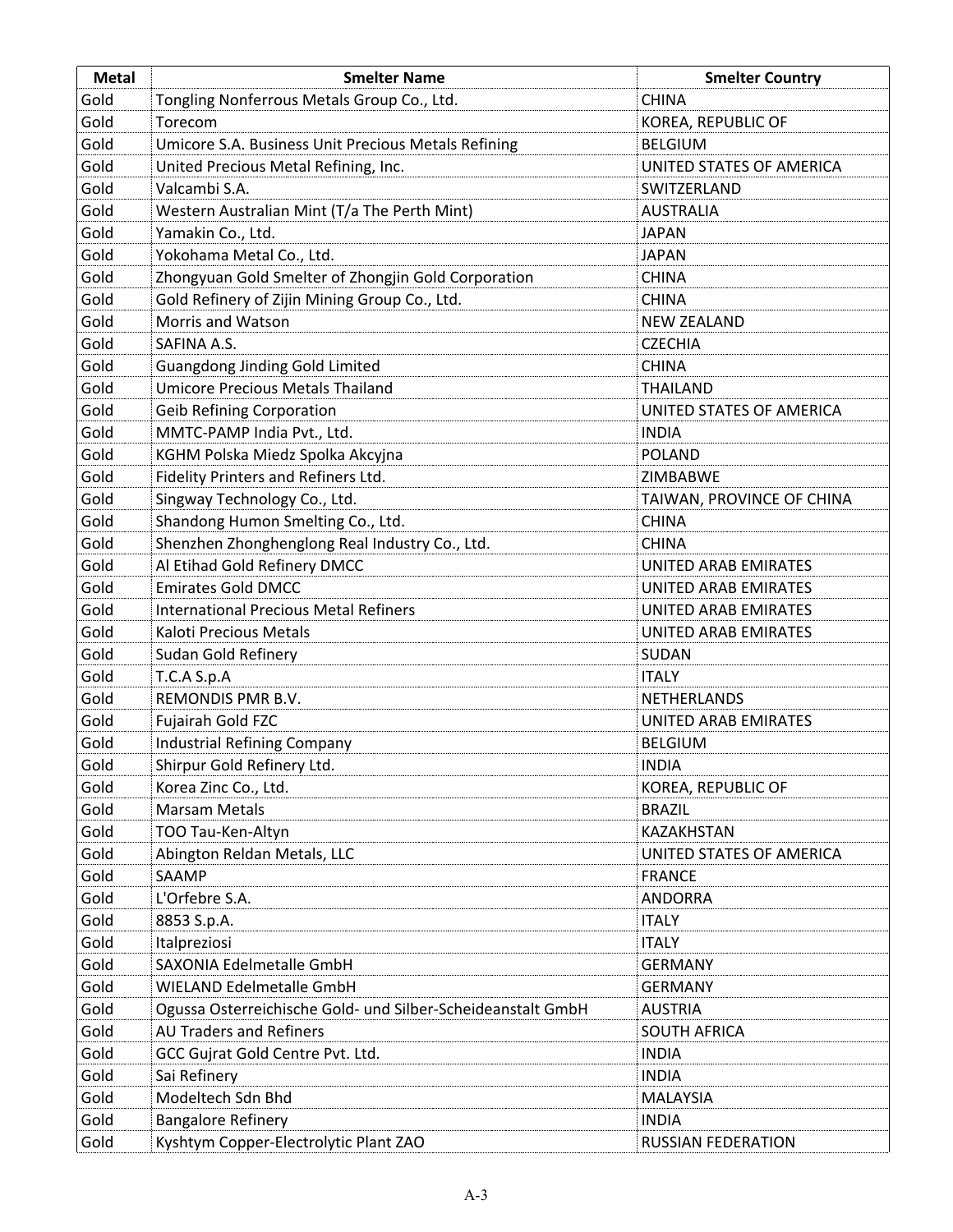| Metal | Smelter Name | Smelter Country |
|---|---|---|
| Gold | Tongling Nonferrous Metals Group Co., Ltd. | CHINA |
| Gold | Torecom | KOREA, REPUBLIC OF |
| Gold | Umicore S.A. Business Unit Precious Metals Refining | BELGIUM |
| Gold | United Precious Metal Refining, Inc. | UNITED STATES OF AMERICA |
| Gold | Valcambi S.A. | SWITZERLAND |
| Gold | Western Australian Mint (T/a The Perth Mint) | AUSTRALIA |
| Gold | Yamakin Co., Ltd. | JAPAN |
| Gold | Yokohama Metal Co., Ltd. | JAPAN |
| Gold | Zhongyuan Gold Smelter of Zhongjin Gold Corporation | CHINA |
| Gold | Gold Refinery of Zijin Mining Group Co., Ltd. | CHINA |
| Gold | Morris and Watson | NEW ZEALAND |
| Gold | SAFINA A.S. | CZECHIA |
| Gold | Guangdong Jinding Gold Limited | CHINA |
| Gold | Umicore Precious Metals Thailand | THAILAND |
| Gold | Geib Refining Corporation | UNITED STATES OF AMERICA |
| Gold | MMTC-PAMP India Pvt., Ltd. | INDIA |
| Gold | KGHM Polska Miedz Spolka Akcyjna | POLAND |
| Gold | Fidelity Printers and Refiners Ltd. | ZIMBABWE |
| Gold | Singway Technology Co., Ltd. | TAIWAN, PROVINCE OF CHINA |
| Gold | Shandong Humon Smelting Co., Ltd. | CHINA |
| Gold | Shenzhen Zhonghenglong Real Industry Co., Ltd. | CHINA |
| Gold | Al Etihad Gold Refinery DMCC | UNITED ARAB EMIRATES |
| Gold | Emirates Gold DMCC | UNITED ARAB EMIRATES |
| Gold | International Precious Metal Refiners | UNITED ARAB EMIRATES |
| Gold | Kaloti Precious Metals | UNITED ARAB EMIRATES |
| Gold | Sudan Gold Refinery | SUDAN |
| Gold | T.C.A S.p.A | ITALY |
| Gold | REMONDIS PMR B.V. | NETHERLANDS |
| Gold | Fujairah Gold FZC | UNITED ARAB EMIRATES |
| Gold | Industrial Refining Company | BELGIUM |
| Gold | Shirpur Gold Refinery Ltd. | INDIA |
| Gold | Korea Zinc Co., Ltd. | KOREA, REPUBLIC OF |
| Gold | Marsam Metals | BRAZIL |
| Gold | TOO Tau-Ken-Altyn | KAZAKHSTAN |
| Gold | Abington Reldan Metals, LLC | UNITED STATES OF AMERICA |
| Gold | SAAMP | FRANCE |
| Gold | L'Orfebre S.A. | ANDORRA |
| Gold | 8853 S.p.A. | ITALY |
| Gold | Italpreziosi | ITALY |
| Gold | SAXONIA Edelmetalle GmbH | GERMANY |
| Gold | WIELAND Edelmetalle GmbH | GERMANY |
| Gold | Ogussa Osterreichische Gold- und Silber-Scheideanstalt GmbH | AUSTRIA |
| Gold | AU Traders and Refiners | SOUTH AFRICA |
| Gold | GCC Gujrat Gold Centre Pvt. Ltd. | INDIA |
| Gold | Sai Refinery | INDIA |
| Gold | Modeltech Sdn Bhd | MALAYSIA |
| Gold | Bangalore Refinery | INDIA |
| Gold | Kyshtym Copper-Electrolytic Plant ZAO | RUSSIAN FEDERATION |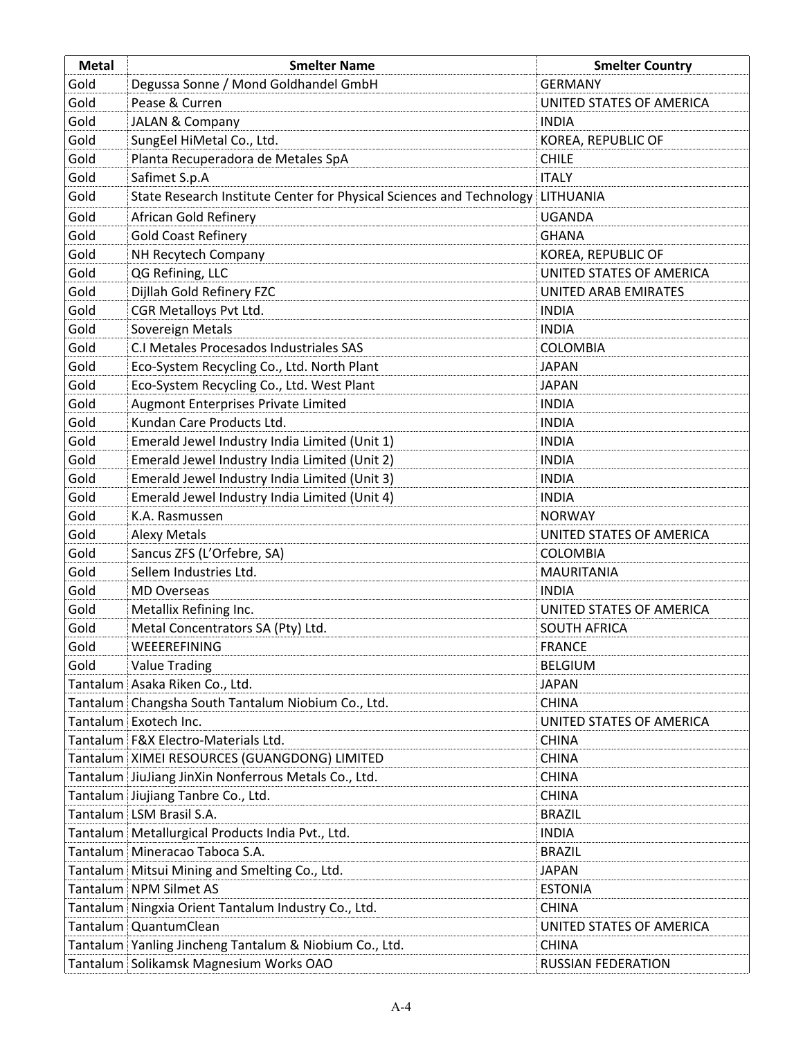| Metal | Smelter Name | Smelter Country |
|---|---|---|
| Gold | Degussa Sonne / Mond Goldhandel GmbH | GERMANY |
| Gold | Pease & Curren | UNITED STATES OF AMERICA |
| Gold | JALAN & Company | INDIA |
| Gold | SungEel HiMetal Co., Ltd. | KOREA, REPUBLIC OF |
| Gold | Planta Recuperadora de Metales SpA | CHILE |
| Gold | Safimet S.p.A | ITALY |
| Gold | State Research Institute Center for Physical Sciences and Technology | LITHUANIA |
| Gold | African Gold Refinery | UGANDA |
| Gold | Gold Coast Refinery | GHANA |
| Gold | NH Recytech Company | KOREA, REPUBLIC OF |
| Gold | QG Refining, LLC | UNITED STATES OF AMERICA |
| Gold | Dijllah Gold Refinery FZC | UNITED ARAB EMIRATES |
| Gold | CGR Metalloys Pvt Ltd. | INDIA |
| Gold | Sovereign Metals | INDIA |
| Gold | C.I Metales Procesados Industriales SAS | COLOMBIA |
| Gold | Eco-System Recycling Co., Ltd. North Plant | JAPAN |
| Gold | Eco-System Recycling Co., Ltd. West Plant | JAPAN |
| Gold | Augmont Enterprises Private Limited | INDIA |
| Gold | Kundan Care Products Ltd. | INDIA |
| Gold | Emerald Jewel Industry India Limited (Unit 1) | INDIA |
| Gold | Emerald Jewel Industry India Limited (Unit 2) | INDIA |
| Gold | Emerald Jewel Industry India Limited (Unit 3) | INDIA |
| Gold | Emerald Jewel Industry India Limited (Unit 4) | INDIA |
| Gold | K.A. Rasmussen | NORWAY |
| Gold | Alexy Metals | UNITED STATES OF AMERICA |
| Gold | Sancus ZFS (L'Orfebre, SA) | COLOMBIA |
| Gold | Sellem Industries Ltd. | MAURITANIA |
| Gold | MD Overseas | INDIA |
| Gold | Metallix Refining Inc. | UNITED STATES OF AMERICA |
| Gold | Metal Concentrators SA (Pty) Ltd. | SOUTH AFRICA |
| Gold | WEEEREFINING | FRANCE |
| Gold | Value Trading | BELGIUM |
| Tantalum | Asaka Riken Co., Ltd. | JAPAN |
| Tantalum | Changsha South Tantalum Niobium Co., Ltd. | CHINA |
| Tantalum | Exotech Inc. | UNITED STATES OF AMERICA |
| Tantalum | F&X Electro-Materials Ltd. | CHINA |
| Tantalum | XIMEI RESOURCES (GUANGDONG) LIMITED | CHINA |
| Tantalum | JiuJiang JinXin Nonferrous Metals Co., Ltd. | CHINA |
| Tantalum | Jiujiang Tanbre Co., Ltd. | CHINA |
| Tantalum | LSM Brasil S.A. | BRAZIL |
| Tantalum | Metallurgical Products India Pvt., Ltd. | INDIA |
| Tantalum | Mineracao Taboca S.A. | BRAZIL |
| Tantalum | Mitsui Mining and Smelting Co., Ltd. | JAPAN |
| Tantalum | NPM Silmet AS | ESTONIA |
| Tantalum | Ningxia Orient Tantalum Industry Co., Ltd. | CHINA |
| Tantalum | QuantumClean | UNITED STATES OF AMERICA |
| Tantalum | Yanling Jincheng Tantalum & Niobium Co., Ltd. | CHINA |
| Tantalum | Solikamsk Magnesium Works OAO | RUSSIAN FEDERATION |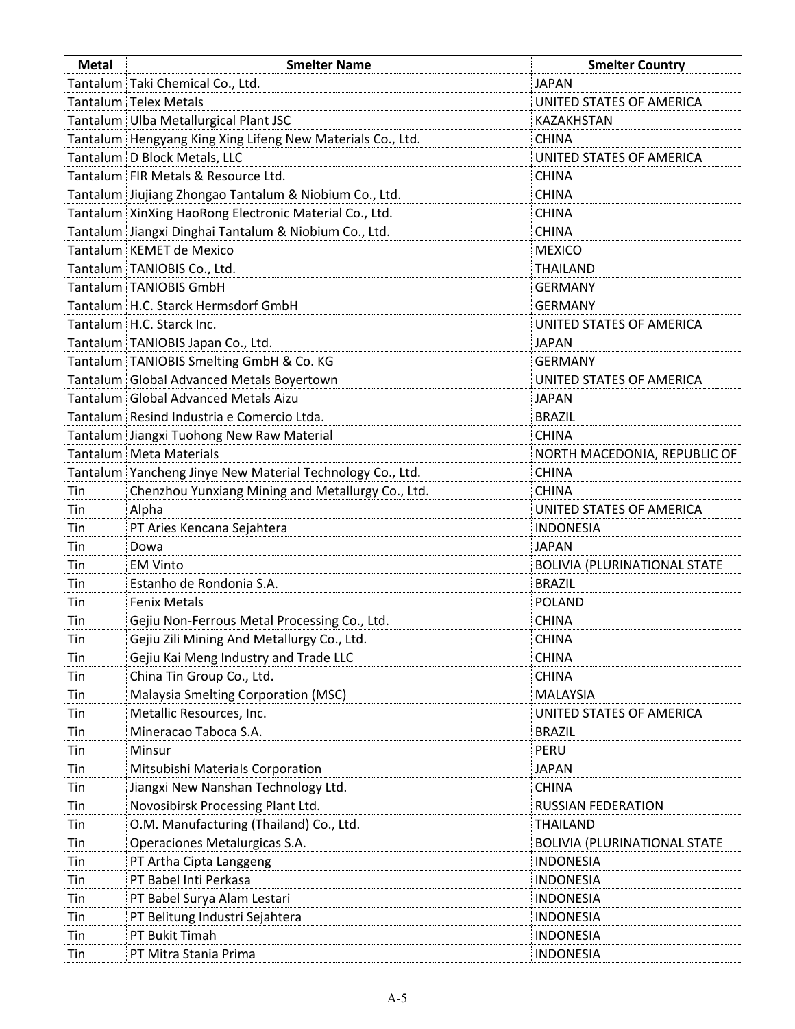| Metal | Smelter Name | Smelter Country |
|---|---|---|
| Tantalum | Taki Chemical Co., Ltd. | JAPAN |
| Tantalum | Telex Metals | UNITED STATES OF AMERICA |
| Tantalum | Ulba Metallurgical Plant JSC | KAZAKHSTAN |
| Tantalum | Hengyang King Xing Lifeng New Materials Co., Ltd. | CHINA |
| Tantalum | D Block Metals, LLC | UNITED STATES OF AMERICA |
| Tantalum | FIR Metals & Resource Ltd. | CHINA |
| Tantalum | Jiujiang Zhongao Tantalum & Niobium Co., Ltd. | CHINA |
| Tantalum | XinXing HaoRong Electronic Material Co., Ltd. | CHINA |
| Tantalum | Jiangxi Dinghai Tantalum & Niobium Co., Ltd. | CHINA |
| Tantalum | KEMET de Mexico | MEXICO |
| Tantalum | TANIOBIS Co., Ltd. | THAILAND |
| Tantalum | TANIOBIS GmbH | GERMANY |
| Tantalum | H.C. Starck Hermsdorf GmbH | GERMANY |
| Tantalum | H.C. Starck Inc. | UNITED STATES OF AMERICA |
| Tantalum | TANIOBIS Japan Co., Ltd. | JAPAN |
| Tantalum | TANIOBIS Smelting GmbH & Co. KG | GERMANY |
| Tantalum | Global Advanced Metals Boyertown | UNITED STATES OF AMERICA |
| Tantalum | Global Advanced Metals Aizu | JAPAN |
| Tantalum | Resind Industria e Comercio Ltda. | BRAZIL |
| Tantalum | Jiangxi Tuohong New Raw Material | CHINA |
| Tantalum | Meta Materials | NORTH MACEDONIA, REPUBLIC OF |
| Tantalum | Yancheng Jinye New Material Technology Co., Ltd. | CHINA |
| Tin | Chenzhou Yunxiang Mining and Metallurgy Co., Ltd. | CHINA |
| Tin | Alpha | UNITED STATES OF AMERICA |
| Tin | PT Aries Kencana Sejahtera | INDONESIA |
| Tin | Dowa | JAPAN |
| Tin | EM Vinto | BOLIVIA (PLURINATIONAL STATE |
| Tin | Estanho de Rondonia S.A. | BRAZIL |
| Tin | Fenix Metals | POLAND |
| Tin | Gejiu Non-Ferrous Metal Processing Co., Ltd. | CHINA |
| Tin | Gejiu Zili Mining And Metallurgy Co., Ltd. | CHINA |
| Tin | Gejiu Kai Meng Industry and Trade LLC | CHINA |
| Tin | China Tin Group Co., Ltd. | CHINA |
| Tin | Malaysia Smelting Corporation (MSC) | MALAYSIA |
| Tin | Metallic Resources, Inc. | UNITED STATES OF AMERICA |
| Tin | Mineracao Taboca S.A. | BRAZIL |
| Tin | Minsur | PERU |
| Tin | Mitsubishi Materials Corporation | JAPAN |
| Tin | Jiangxi New Nanshan Technology Ltd. | CHINA |
| Tin | Novosibirsk Processing Plant Ltd. | RUSSIAN FEDERATION |
| Tin | O.M. Manufacturing (Thailand) Co., Ltd. | THAILAND |
| Tin | Operaciones Metalurgicas S.A. | BOLIVIA (PLURINATIONAL STATE |
| Tin | PT Artha Cipta Langgeng | INDONESIA |
| Tin | PT Babel Inti Perkasa | INDONESIA |
| Tin | PT Babel Surya Alam Lestari | INDONESIA |
| Tin | PT Belitung Industri Sejahtera | INDONESIA |
| Tin | PT Bukit Timah | INDONESIA |
| Tin | PT Mitra Stania Prima | INDONESIA |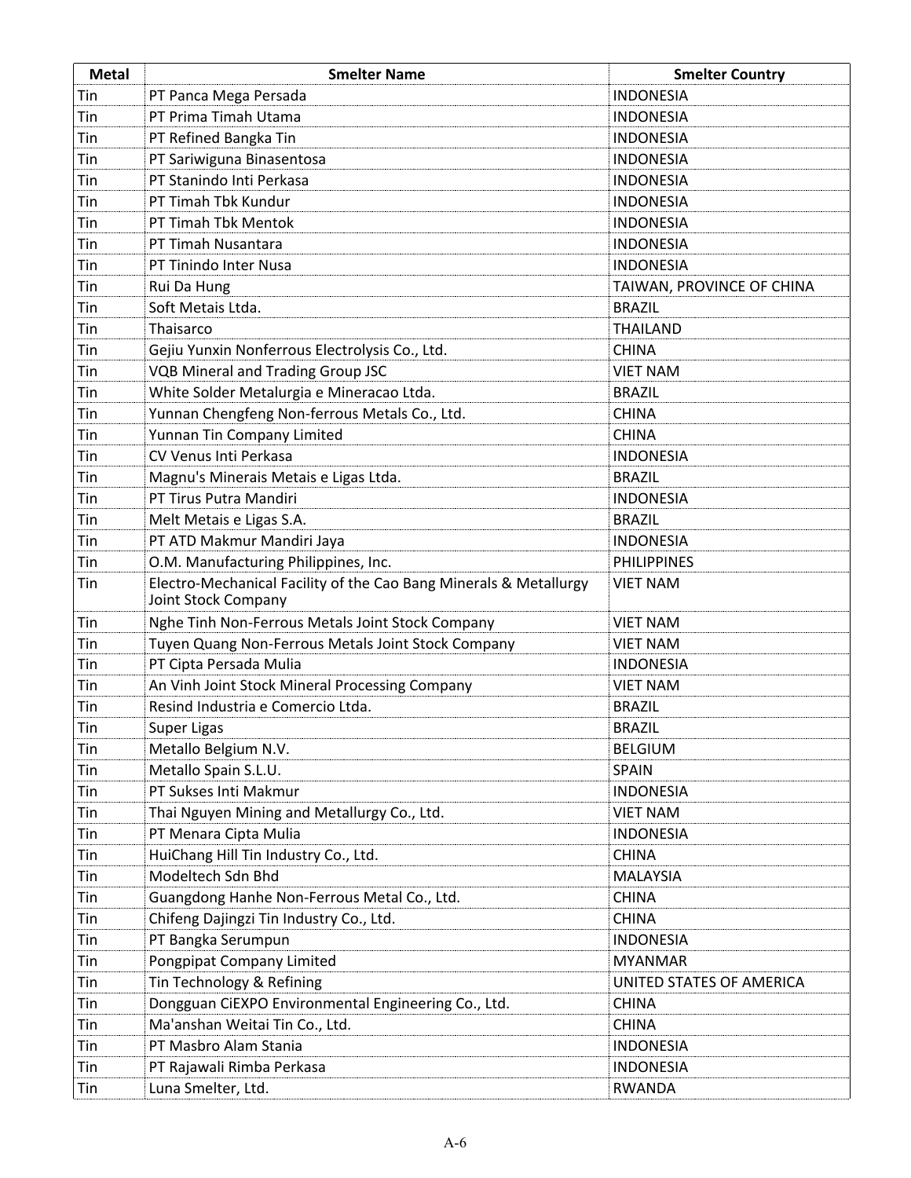| Metal | Smelter Name | Smelter Country |
| --- | --- | --- |
| Tin | PT Panca Mega Persada | INDONESIA |
| Tin | PT Prima Timah Utama | INDONESIA |
| Tin | PT Refined Bangka Tin | INDONESIA |
| Tin | PT Sariwiguna Binasentosa | INDONESIA |
| Tin | PT Stanindo Inti Perkasa | INDONESIA |
| Tin | PT Timah Tbk Kundur | INDONESIA |
| Tin | PT Timah Tbk Mentok | INDONESIA |
| Tin | PT Timah Nusantara | INDONESIA |
| Tin | PT Tinindo Inter Nusa | INDONESIA |
| Tin | Rui Da Hung | TAIWAN, PROVINCE OF CHINA |
| Tin | Soft Metais Ltda. | BRAZIL |
| Tin | Thaisarco | THAILAND |
| Tin | Gejiu Yunxin Nonferrous Electrolysis Co., Ltd. | CHINA |
| Tin | VQB Mineral and Trading Group JSC | VIET NAM |
| Tin | White Solder Metalurgia e Mineracao Ltda. | BRAZIL |
| Tin | Yunnan Chengfeng Non-ferrous Metals Co., Ltd. | CHINA |
| Tin | Yunnan Tin Company Limited | CHINA |
| Tin | CV Venus Inti Perkasa | INDONESIA |
| Tin | Magnu's Minerais Metais e Ligas Ltda. | BRAZIL |
| Tin | PT Tirus Putra Mandiri | INDONESIA |
| Tin | Melt Metais e Ligas S.A. | BRAZIL |
| Tin | PT ATD Makmur Mandiri Jaya | INDONESIA |
| Tin | O.M. Manufacturing Philippines, Inc. | PHILIPPINES |
| Tin | Electro-Mechanical Facility of the Cao Bang Minerals & Metallurgy Joint Stock Company | VIET NAM |
| Tin | Nghe Tinh Non-Ferrous Metals Joint Stock Company | VIET NAM |
| Tin | Tuyen Quang Non-Ferrous Metals Joint Stock Company | VIET NAM |
| Tin | PT Cipta Persada Mulia | INDONESIA |
| Tin | An Vinh Joint Stock Mineral Processing Company | VIET NAM |
| Tin | Resind Industria e Comercio Ltda. | BRAZIL |
| Tin | Super Ligas | BRAZIL |
| Tin | Metallo Belgium N.V. | BELGIUM |
| Tin | Metallo Spain S.L.U. | SPAIN |
| Tin | PT Sukses Inti Makmur | INDONESIA |
| Tin | Thai Nguyen Mining and Metallurgy Co., Ltd. | VIET NAM |
| Tin | PT Menara Cipta Mulia | INDONESIA |
| Tin | HuiChang Hill Tin Industry Co., Ltd. | CHINA |
| Tin | Modeltech Sdn Bhd | MALAYSIA |
| Tin | Guangdong Hanhe Non-Ferrous Metal Co., Ltd. | CHINA |
| Tin | Chifeng Dajingzi Tin Industry Co., Ltd. | CHINA |
| Tin | PT Bangka Serumpun | INDONESIA |
| Tin | Pongpipat Company Limited | MYANMAR |
| Tin | Tin Technology & Refining | UNITED STATES OF AMERICA |
| Tin | Dongguan CiEXPO Environmental Engineering Co., Ltd. | CHINA |
| Tin | Ma'anshan Weitai Tin Co., Ltd. | CHINA |
| Tin | PT Masbro Alam Stania | INDONESIA |
| Tin | PT Rajawali Rimba Perkasa | INDONESIA |
| Tin | Luna Smelter, Ltd. | RWANDA |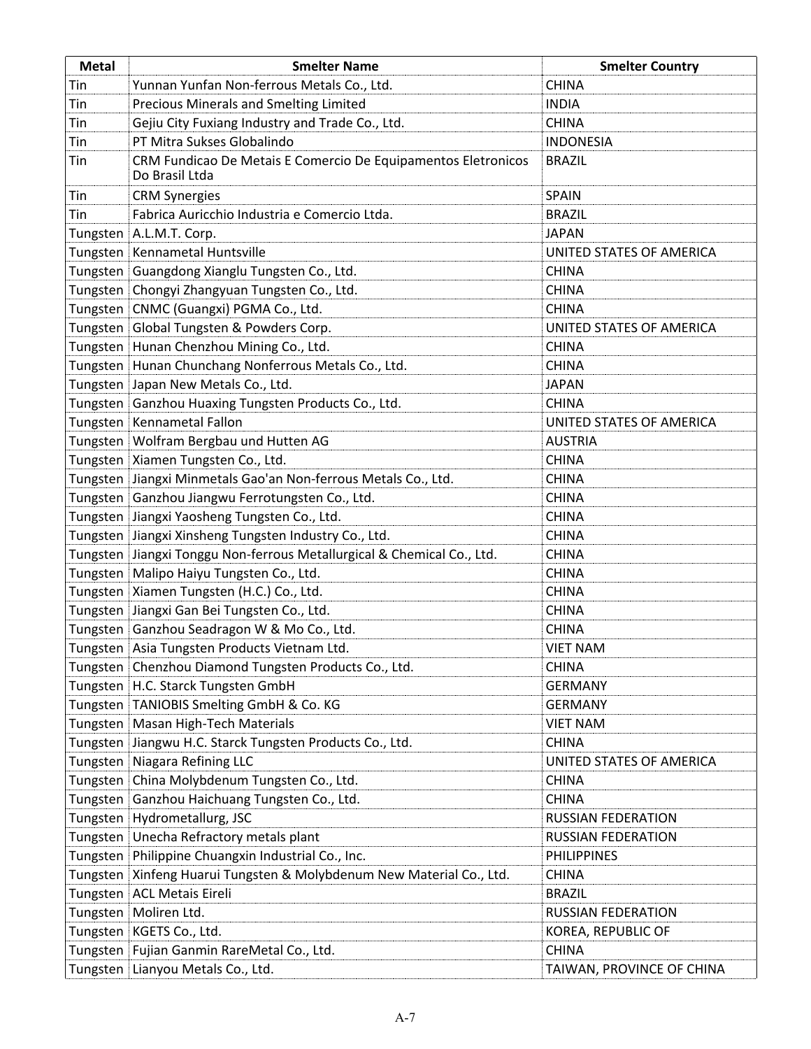| Metal | Smelter Name | Smelter Country |
| --- | --- | --- |
| Tin | Yunnan Yunfan Non-ferrous Metals Co., Ltd. | CHINA |
| Tin | Precious Minerals and Smelting Limited | INDIA |
| Tin | Gejiu City Fuxiang Industry and Trade Co., Ltd. | CHINA |
| Tin | PT Mitra Sukses Globalindo | INDONESIA |
| Tin | CRM Fundicao De Metais E Comercio De Equipamentos Eletronicos Do Brasil Ltda | BRAZIL |
| Tin | CRM Synergies | SPAIN |
| Tin | Fabrica Auricchio Industria e Comercio Ltda. | BRAZIL |
| Tungsten | A.L.M.T. Corp. | JAPAN |
| Tungsten | Kennametal Huntsville | UNITED STATES OF AMERICA |
| Tungsten | Guangdong Xianglu Tungsten Co., Ltd. | CHINA |
| Tungsten | Chongyi Zhangyuan Tungsten Co., Ltd. | CHINA |
| Tungsten | CNMC (Guangxi) PGMA Co., Ltd. | CHINA |
| Tungsten | Global Tungsten & Powders Corp. | UNITED STATES OF AMERICA |
| Tungsten | Hunan Chenzhou Mining Co., Ltd. | CHINA |
| Tungsten | Hunan Chunchang Nonferrous Metals Co., Ltd. | CHINA |
| Tungsten | Japan New Metals Co., Ltd. | JAPAN |
| Tungsten | Ganzhou Huaxing Tungsten Products Co., Ltd. | CHINA |
| Tungsten | Kennametal Fallon | UNITED STATES OF AMERICA |
| Tungsten | Wolfram Bergbau und Hutten AG | AUSTRIA |
| Tungsten | Xiamen Tungsten Co., Ltd. | CHINA |
| Tungsten | Jiangxi Minmetals Gao'an Non-ferrous Metals Co., Ltd. | CHINA |
| Tungsten | Ganzhou Jiangwu Ferrotungsten Co., Ltd. | CHINA |
| Tungsten | Jiangxi Yaosheng Tungsten Co., Ltd. | CHINA |
| Tungsten | Jiangxi Xinsheng Tungsten Industry Co., Ltd. | CHINA |
| Tungsten | Jiangxi Tonggu Non-ferrous Metallurgical & Chemical Co., Ltd. | CHINA |
| Tungsten | Malipo Haiyu Tungsten Co., Ltd. | CHINA |
| Tungsten | Xiamen Tungsten (H.C.) Co., Ltd. | CHINA |
| Tungsten | Jiangxi Gan Bei Tungsten Co., Ltd. | CHINA |
| Tungsten | Ganzhou Seadragon W & Mo Co., Ltd. | CHINA |
| Tungsten | Asia Tungsten Products Vietnam Ltd. | VIET NAM |
| Tungsten | Chenzhou Diamond Tungsten Products Co., Ltd. | CHINA |
| Tungsten | H.C. Starck Tungsten GmbH | GERMANY |
| Tungsten | TANIOBIS Smelting GmbH & Co. KG | GERMANY |
| Tungsten | Masan High-Tech Materials | VIET NAM |
| Tungsten | Jiangwu H.C. Starck Tungsten Products Co., Ltd. | CHINA |
| Tungsten | Niagara Refining LLC | UNITED STATES OF AMERICA |
| Tungsten | China Molybdenum Tungsten Co., Ltd. | CHINA |
| Tungsten | Ganzhou Haichuang Tungsten Co., Ltd. | CHINA |
| Tungsten | Hydrometallurg, JSC | RUSSIAN FEDERATION |
| Tungsten | Unecha Refractory metals plant | RUSSIAN FEDERATION |
| Tungsten | Philippine Chuangxin Industrial Co., Inc. | PHILIPPINES |
| Tungsten | Xinfeng Huarui Tungsten & Molybdenum New Material Co., Ltd. | CHINA |
| Tungsten | ACL Metais Eireli | BRAZIL |
| Tungsten | Moliren Ltd. | RUSSIAN FEDERATION |
| Tungsten | KGETS Co., Ltd. | KOREA, REPUBLIC OF |
| Tungsten | Fujian Ganmin RareMetal Co., Ltd. | CHINA |
| Tungsten | Lianyou Metals Co., Ltd. | TAIWAN, PROVINCE OF CHINA |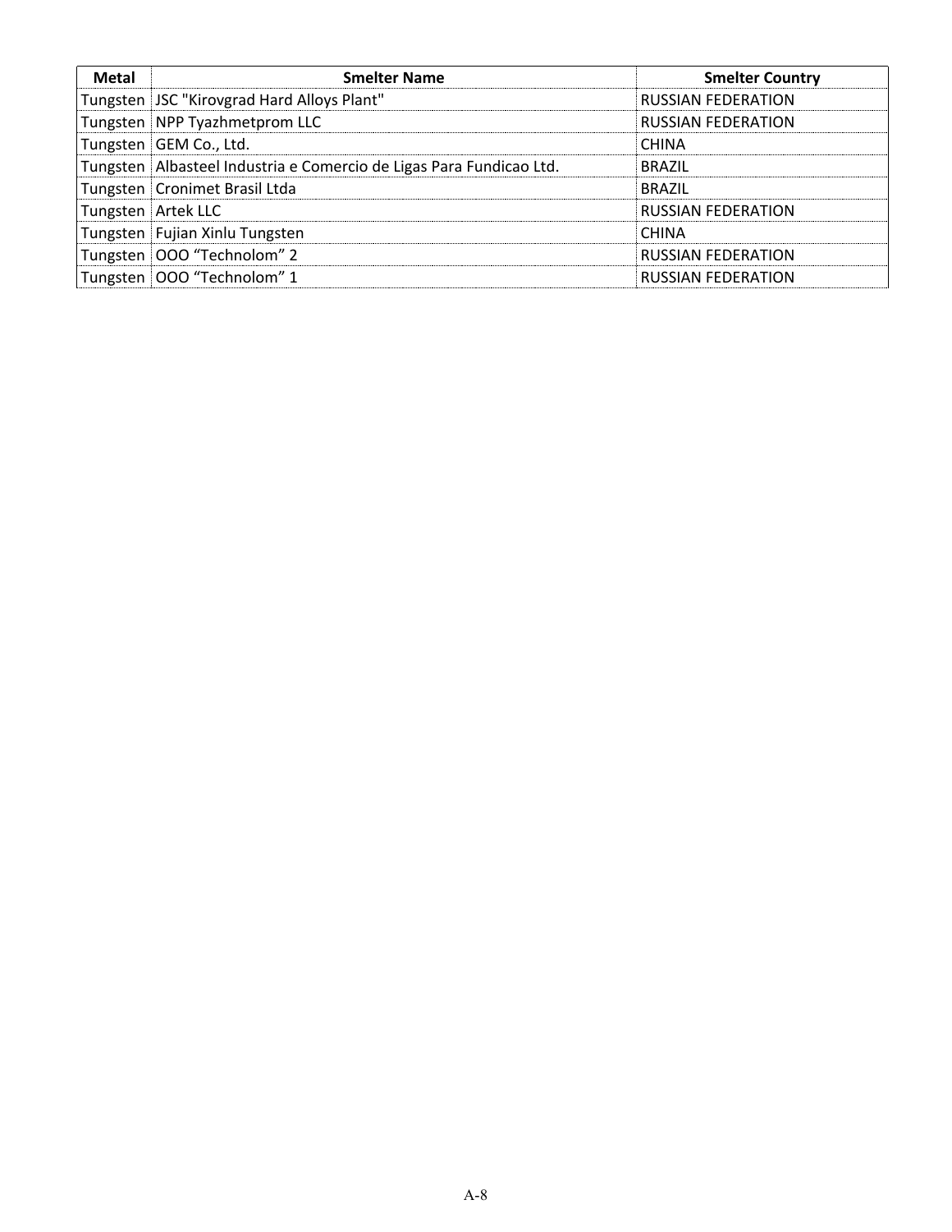| Metal | Smelter Name | Smelter Country |
|---|---|---|
| Tungsten | JSC "Kirovgrad Hard Alloys Plant" | RUSSIAN FEDERATION |
| Tungsten | NPP Tyazhmetprom LLC | RUSSIAN FEDERATION |
| Tungsten | GEM Co., Ltd. | CHINA |
| Tungsten | Albasteel Industria e Comercio de Ligas Para Fundicao Ltd. | BRAZIL |
| Tungsten | Cronimet Brasil Ltda | BRAZIL |
| Tungsten | Artek LLC | RUSSIAN FEDERATION |
| Tungsten | Fujian Xinlu Tungsten | CHINA |
| Tungsten | OOO “Technolom” 2 | RUSSIAN FEDERATION |
| Tungsten | OOO “Technolom” 1 | RUSSIAN FEDERATION |